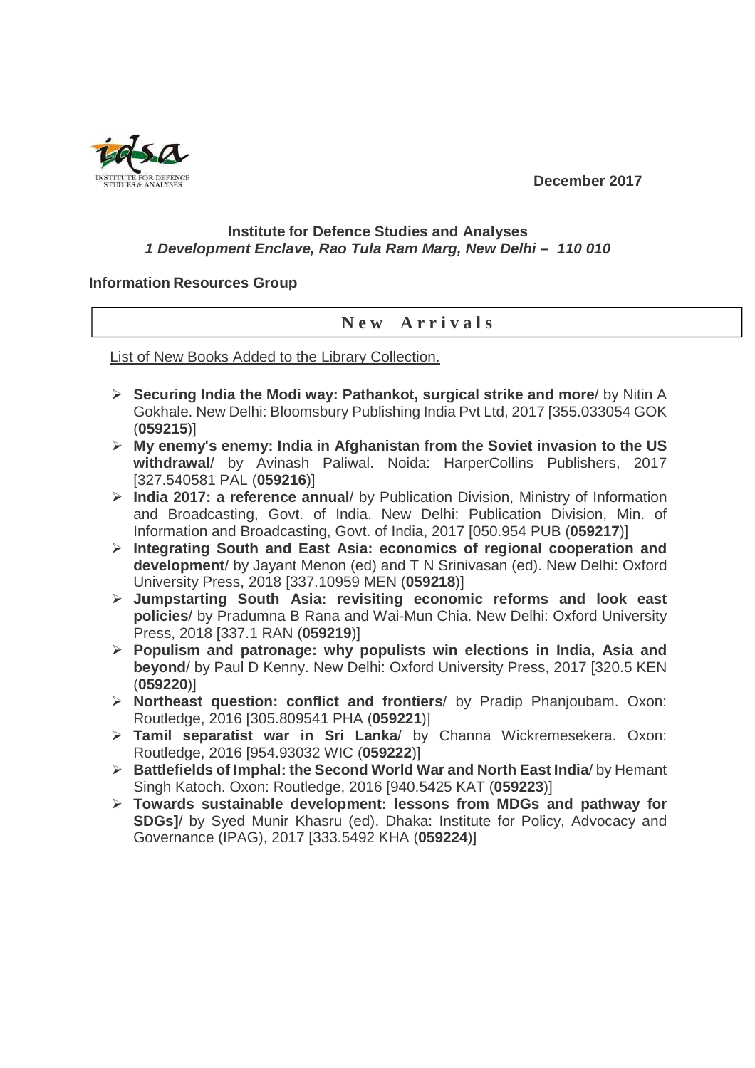December 2017

**Institute for Defence Studies and Analyses**
***1 Development Enclave, Rao Tula Ram Marg, New Delhi – 110 010***

**Information Resources Group**

## New Arrivals

List of New Books Added to the Library Collection.

- **Securing India the Modi way: Pathankot, surgical strike and more**/ by Nitin A Gokhale. New Delhi: Bloomsbury Publishing India Pvt Ltd, 2017 [355.033054 GOK (**059215**)]
- **My enemy's enemy: India in Afghanistan from the Soviet invasion to the US withdrawal**/ by Avinash Paliwal. Noida: HarperCollins Publishers, 2017 [327.540581 PAL (**059216**)]
- **India 2017: a reference annual**/ by Publication Division, Ministry of Information and Broadcasting, Govt. of India. New Delhi: Publication Division, Min. of Information and Broadcasting, Govt. of India, 2017 [050.954 PUB (**059217**)]
- **Integrating South and East Asia: economics of regional cooperation and development**/ by Jayant Menon (ed) and T N Srinivasan (ed). New Delhi: Oxford University Press, 2018 [337.10959 MEN (**059218**)]
- **Jumpstarting South Asia: revisiting economic reforms and look east policies**/ by Pradumna B Rana and Wai-Mun Chia. New Delhi: Oxford University Press, 2018 [337.1 RAN (**059219**)]
- **Populism and patronage: why populists win elections in India, Asia and beyond**/ by Paul D Kenny. New Delhi: Oxford University Press, 2017 [320.5 KEN (**059220**)]
- **Northeast question: conflict and frontiers**/ by Pradip Phanjoubam. Oxon: Routledge, 2016 [305.809541 PHA (**059221**)]
- **Tamil separatist war in Sri Lanka**/ by Channa Wickremesekera. Oxon: Routledge, 2016 [954.93032 WIC (**059222**)]
- **Battlefields of Imphal: the Second World War and North East India**/ by Hemant Singh Katoch. Oxon: Routledge, 2016 [940.5425 KAT (**059223**)]
- **Towards sustainable development: lessons from MDGs and pathway for SDGs]**/ by Syed Munir Khasru (ed). Dhaka: Institute for Policy, Advocacy and Governance (IPAG), 2017 [333.5492 KHA (**059224**)]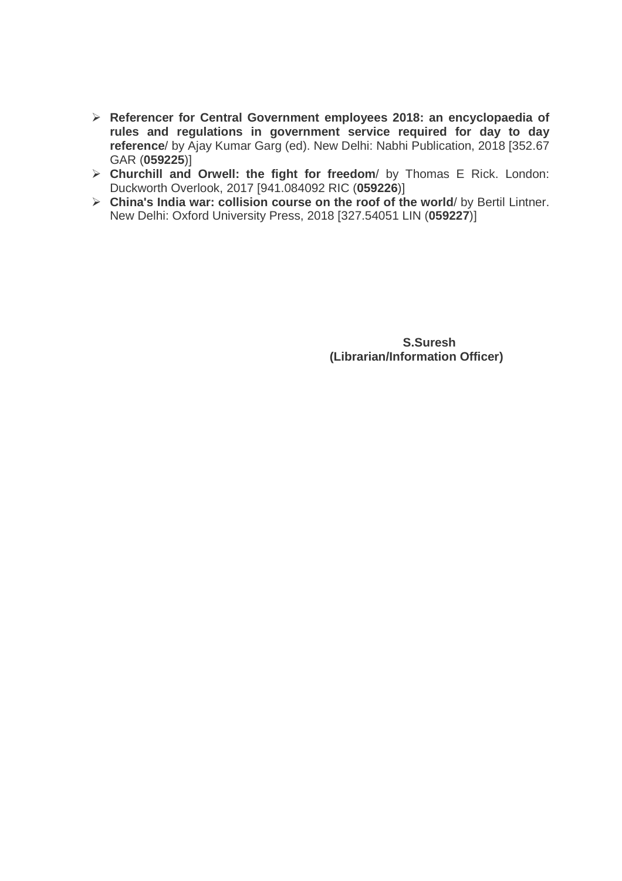- **Referencer for Central Government employees 2018: an encyclopaedia of rules and regulations in government service required for day to day reference**/ by Ajay Kumar Garg (ed). New Delhi: Nabhi Publication, 2018 [352.67 GAR (**059225**)]
- **Churchill and Orwell: the fight for freedom**/ by Thomas E Rick. London: Duckworth Overlook, 2017 [941.084092 RIC (**059226**)]
- **China's India war: collision course on the roof of the world**/ by Bertil Lintner. New Delhi: Oxford University Press, 2018 [327.54051 LIN (**059227**)]

**S.Suresh**
**(Librarian/Information Officer)**